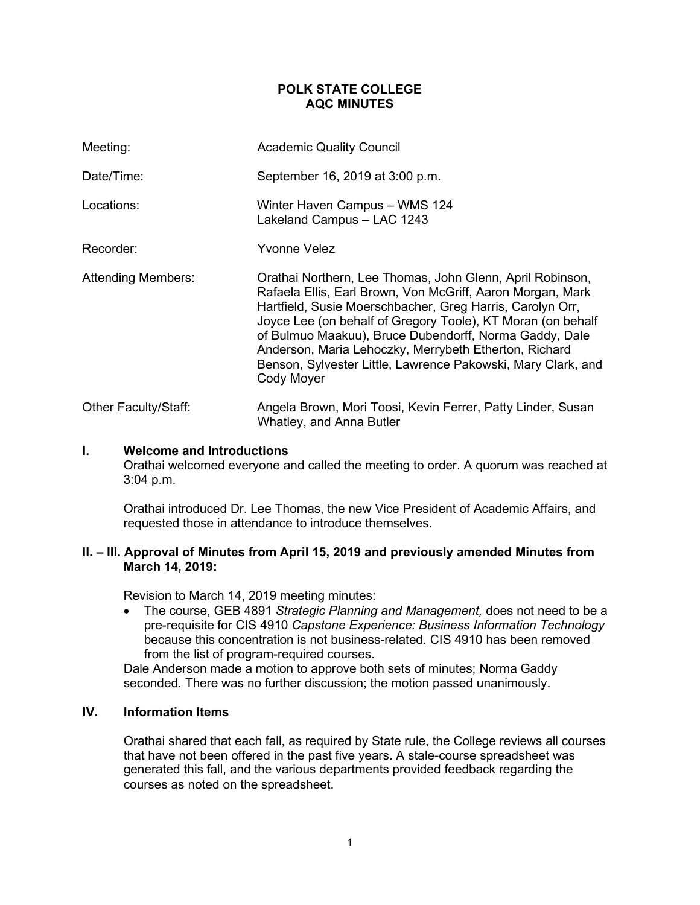# POLK STATE COLLEGE
# AQC MINUTES

| | |
|---|---|
| Meeting: | Academic Quality Council |
| Date/Time: | September 16, 2019 at 3:00 p.m. |
| Locations: | Winter Haven Campus – WMS 124<br>Lakeland Campus – LAC 1243 |
| Recorder: | Yvonne Velez |
| Attending Members: | Orathai Northern, Lee Thomas, John Glenn, April Robinson, Rafaela Ellis, Earl Brown, Von McGriff, Aaron Morgan, Mark Hartfield, Susie Moerschbacher, Greg Harris, Carolyn Orr, Joyce Lee (on behalf of Gregory Toole), KT Moran (on behalf of Bulmuo Maakuu), Bruce Dubendorff, Norma Gaddy, Dale Anderson, Maria Lehoczky, Merrybeth Etherton, Richard Benson, Sylvester Little, Lawrence Pakowski, Mary Clark, and Cody Moyer |
| Other Faculty/Staff: | Angela Brown, Mori Toosi, Kevin Ferrer, Patty Linder, Susan Whatley, and Anna Butler |

## I. Welcome and Introductions

Orathai welcomed everyone and called the meeting to order. A quorum was reached at 3:04 p.m.

Orathai introduced Dr. Lee Thomas, the new Vice President of Academic Affairs, and requested those in attendance to introduce themselves.

## II. – III. Approval of Minutes from April 15, 2019 and previously amended Minutes from March 14, 2019:

Revision to March 14, 2019 meeting minutes:

- The course, GEB 4891 *Strategic Planning and Management,* does not need to be a pre-requisite for CIS 4910 *Capstone Experience: Business Information Technology* because this concentration is not business-related. CIS 4910 has been removed from the list of program-required courses.

Dale Anderson made a motion to approve both sets of minutes; Norma Gaddy seconded. There was no further discussion; the motion passed unanimously.

## IV. Information Items

Orathai shared that each fall, as required by State rule, the College reviews all courses that have not been offered in the past five years. A stale-course spreadsheet was generated this fall, and the various departments provided feedback regarding the courses as noted on the spreadsheet.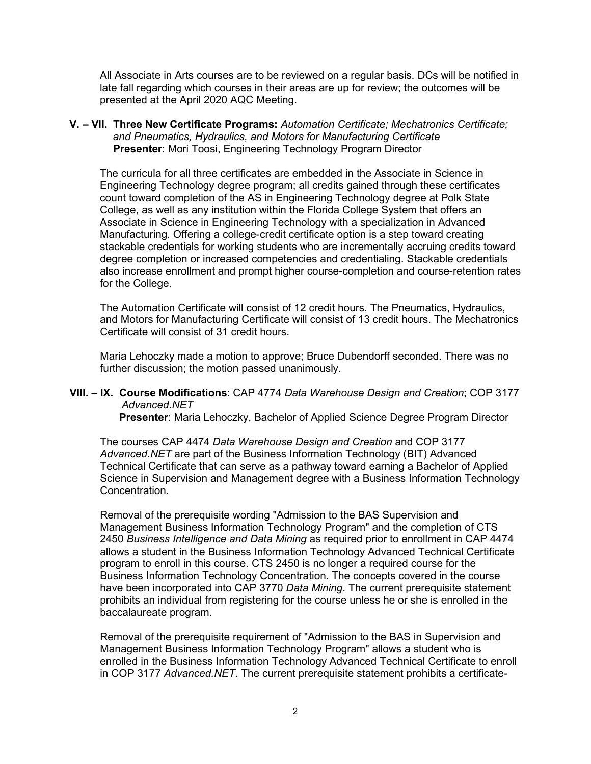All Associate in Arts courses are to be reviewed on a regular basis. DCs will be notified in late fall regarding which courses in their areas are up for review; the outcomes will be presented at the April 2020 AQC Meeting.

**V. – VII. Three New Certificate Programs:** *Automation Certificate; Mechatronics Certificate; and Pneumatics, Hydraulics, and Motors for Manufacturing Certificate*
**Presenter**: Mori Toosi, Engineering Technology Program Director

The curricula for all three certificates are embedded in the Associate in Science in Engineering Technology degree program; all credits gained through these certificates count toward completion of the AS in Engineering Technology degree at Polk State College, as well as any institution within the Florida College System that offers an Associate in Science in Engineering Technology with a specialization in Advanced Manufacturing. Offering a college-credit certificate option is a step toward creating stackable credentials for working students who are incrementally accruing credits toward degree completion or increased competencies and credentialing. Stackable credentials also increase enrollment and prompt higher course-completion and course-retention rates for the College.

The Automation Certificate will consist of 12 credit hours. The Pneumatics, Hydraulics, and Motors for Manufacturing Certificate will consist of 13 credit hours. The Mechatronics Certificate will consist of 31 credit hours.

Maria Lehoczky made a motion to approve; Bruce Dubendorff seconded. There was no further discussion; the motion passed unanimously.

**VIII. – IX. Course Modifications**: CAP 4774 *Data Warehouse Design and Creation*; COP 3177 *Advanced.NET*
**Presenter**: Maria Lehoczky, Bachelor of Applied Science Degree Program Director

The courses CAP 4474 *Data Warehouse Design and Creation* and COP 3177 *Advanced.NET* are part of the Business Information Technology (BIT) Advanced Technical Certificate that can serve as a pathway toward earning a Bachelor of Applied Science in Supervision and Management degree with a Business Information Technology Concentration.

Removal of the prerequisite wording "Admission to the BAS Supervision and Management Business Information Technology Program" and the completion of CTS 2450 *Business Intelligence and Data Mining* as required prior to enrollment in CAP 4474 allows a student in the Business Information Technology Advanced Technical Certificate program to enroll in this course. CTS 2450 is no longer a required course for the Business Information Technology Concentration. The concepts covered in the course have been incorporated into CAP 3770 *Data Mining*. The current prerequisite statement prohibits an individual from registering for the course unless he or she is enrolled in the baccalaureate program.

Removal of the prerequisite requirement of "Admission to the BAS in Supervision and Management Business Information Technology Program" allows a student who is enrolled in the Business Information Technology Advanced Technical Certificate to enroll in COP 3177 *Advanced.NET*. The current prerequisite statement prohibits a certificate-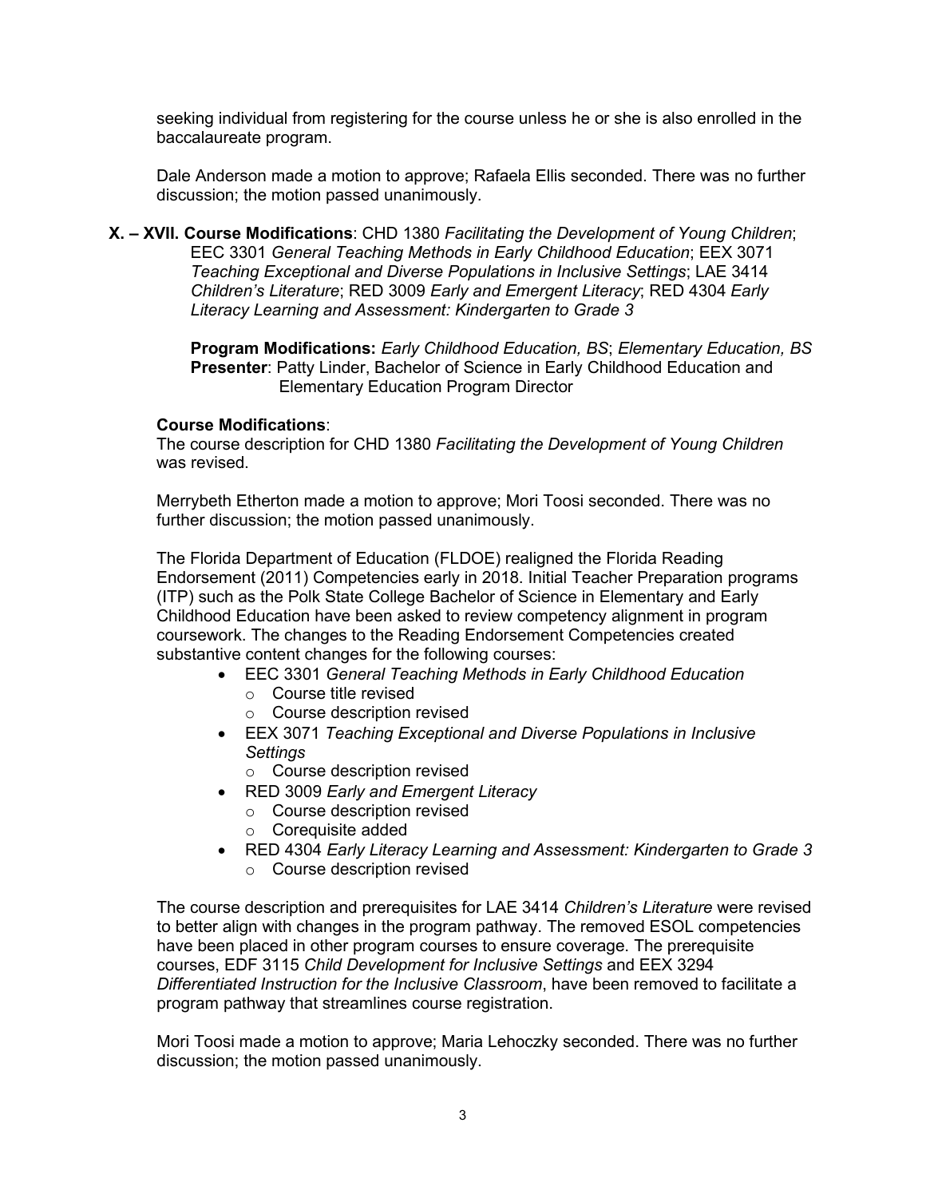seeking individual from registering for the course unless he or she is also enrolled in the baccalaureate program.

Dale Anderson made a motion to approve; Rafaela Ellis seconded. There was no further discussion; the motion passed unanimously.

**X. – XVII. Course Modifications**: CHD 1380 *Facilitating the Development of Young Children*; EEC 3301 *General Teaching Methods in Early Childhood Education*; EEX 3071 *Teaching Exceptional and Diverse Populations in Inclusive Settings*; LAE 3414 *Children's Literature*; RED 3009 *Early and Emergent Literacy*; RED 4304 *Early Literacy Learning and Assessment: Kindergarten to Grade 3*

**Program Modifications:** *Early Childhood Education, BS*; *Elementary Education, BS*
**Presenter**: Patty Linder, Bachelor of Science in Early Childhood Education and Elementary Education Program Director

**Course Modifications**:
The course description for CHD 1380 *Facilitating the Development of Young Children* was revised.

Merrybeth Etherton made a motion to approve; Mori Toosi seconded. There was no further discussion; the motion passed unanimously.

The Florida Department of Education (FLDOE) realigned the Florida Reading Endorsement (2011) Competencies early in 2018. Initial Teacher Preparation programs (ITP) such as the Polk State College Bachelor of Science in Elementary and Early Childhood Education have been asked to review competency alignment in program coursework. The changes to the Reading Endorsement Competencies created substantive content changes for the following courses:

- EEC 3301 *General Teaching Methods in Early Childhood Education*
  - Course title revised
  - Course description revised
- EEX 3071 *Teaching Exceptional and Diverse Populations in Inclusive Settings*
  - Course description revised
- RED 3009 *Early and Emergent Literacy*
  - Course description revised
  - Corequisite added
- RED 4304 *Early Literacy Learning and Assessment: Kindergarten to Grade 3*
  - Course description revised

The course description and prerequisites for LAE 3414 *Children's Literature* were revised to better align with changes in the program pathway. The removed ESOL competencies have been placed in other program courses to ensure coverage. The prerequisite courses, EDF 3115 *Child Development for Inclusive Settings* and EEX 3294 *Differentiated Instruction for the Inclusive Classroom*, have been removed to facilitate a program pathway that streamlines course registration.

Mori Toosi made a motion to approve; Maria Lehoczky seconded. There was no further discussion; the motion passed unanimously.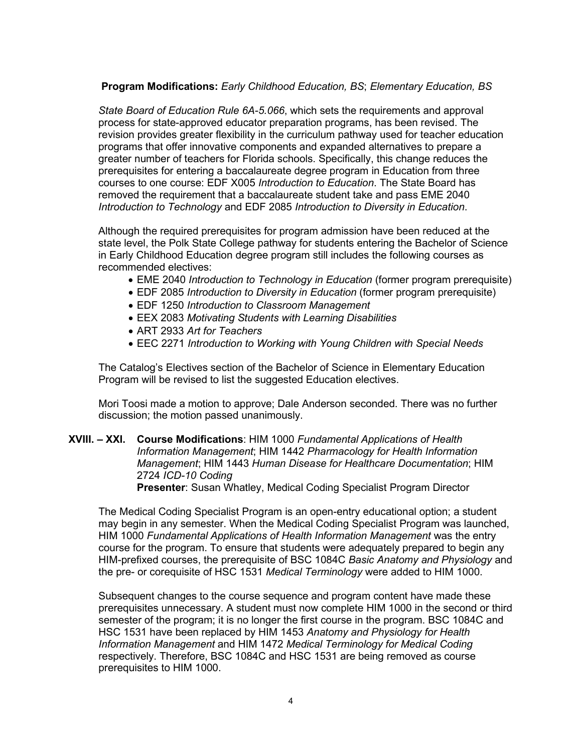**Program Modifications:** *Early Childhood Education, BS*; *Elementary Education, BS*

*State Board of Education Rule 6A-5.066*, which sets the requirements and approval process for state-approved educator preparation programs, has been revised. The revision provides greater flexibility in the curriculum pathway used for teacher education programs that offer innovative components and expanded alternatives to prepare a greater number of teachers for Florida schools. Specifically, this change reduces the prerequisites for entering a baccalaureate degree program in Education from three courses to one course: EDF X005 *Introduction to Education*. The State Board has removed the requirement that a baccalaureate student take and pass EME 2040 *Introduction to Technology* and EDF 2085 *Introduction to Diversity in Education*.

Although the required prerequisites for program admission have been reduced at the state level, the Polk State College pathway for students entering the Bachelor of Science in Early Childhood Education degree program still includes the following courses as recommended electives:

- EME 2040 *Introduction to Technology in Education* (former program prerequisite)
- EDF 2085 *Introduction to Diversity in Education* (former program prerequisite)
- EDF 1250 *Introduction to Classroom Management*
- EEX 2083 *Motivating Students with Learning Disabilities*
- ART 2933 *Art for Teachers*
- EEC 2271 *Introduction to Working with Young Children with Special Needs*

The Catalog's Electives section of the Bachelor of Science in Elementary Education Program will be revised to list the suggested Education electives.

Mori Toosi made a motion to approve; Dale Anderson seconded. There was no further discussion; the motion passed unanimously.

**XVIII. – XXI. Course Modifications**: HIM 1000 *Fundamental Applications of Health Information Management*; HIM 1442 *Pharmacology for Health Information Management*; HIM 1443 *Human Disease for Healthcare Documentation*; HIM 2724 *ICD-10 Coding*
**Presenter**: Susan Whatley, Medical Coding Specialist Program Director

The Medical Coding Specialist Program is an open-entry educational option; a student may begin in any semester. When the Medical Coding Specialist Program was launched, HIM 1000 *Fundamental Applications of Health Information Management* was the entry course for the program. To ensure that students were adequately prepared to begin any HIM-prefixed courses, the prerequisite of BSC 1084C *Basic Anatomy and Physiology* and the pre- or corequisite of HSC 1531 *Medical Terminology* were added to HIM 1000.

Subsequent changes to the course sequence and program content have made these prerequisites unnecessary. A student must now complete HIM 1000 in the second or third semester of the program; it is no longer the first course in the program. BSC 1084C and HSC 1531 have been replaced by HIM 1453 *Anatomy and Physiology for Health Information Management* and HIM 1472 *Medical Terminology for Medical Coding* respectively. Therefore, BSC 1084C and HSC 1531 are being removed as course prerequisites to HIM 1000.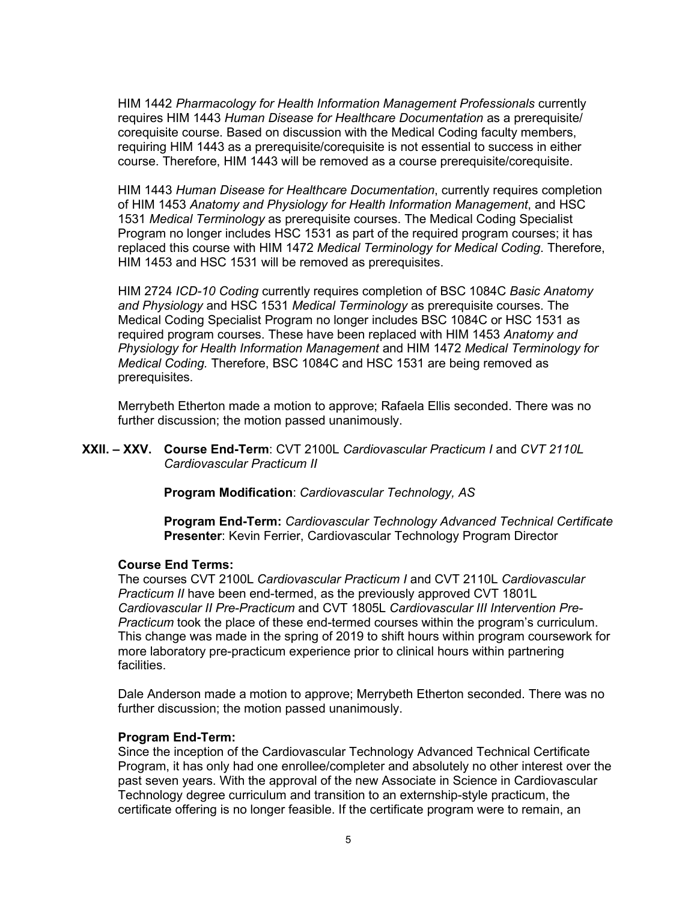HIM 1442 *Pharmacology for Health Information Management Professionals* currently requires HIM 1443 *Human Disease for Healthcare Documentation* as a prerequisite/ corequisite course. Based on discussion with the Medical Coding faculty members, requiring HIM 1443 as a prerequisite/corequisite is not essential to success in either course. Therefore, HIM 1443 will be removed as a course prerequisite/corequisite.

HIM 1443 *Human Disease for Healthcare Documentation*, currently requires completion of HIM 1453 *Anatomy and Physiology for Health Information Management*, and HSC 1531 *Medical Terminology* as prerequisite courses. The Medical Coding Specialist Program no longer includes HSC 1531 as part of the required program courses; it has replaced this course with HIM 1472 *Medical Terminology for Medical Coding*. Therefore, HIM 1453 and HSC 1531 will be removed as prerequisites.

HIM 2724 *ICD-10 Coding* currently requires completion of BSC 1084C *Basic Anatomy and Physiology* and HSC 1531 *Medical Terminology* as prerequisite courses. The Medical Coding Specialist Program no longer includes BSC 1084C or HSC 1531 as required program courses. These have been replaced with HIM 1453 *Anatomy and Physiology for Health Information Management* and HIM 1472 *Medical Terminology for Medical Coding.* Therefore, BSC 1084C and HSC 1531 are being removed as prerequisites.

Merrybeth Etherton made a motion to approve; Rafaela Ellis seconded. There was no further discussion; the motion passed unanimously.

**XXII. – XXV. Course End-Term**: CVT 2100L *Cardiovascular Practicum I* and *CVT 2110L Cardiovascular Practicum II*

**Program Modification**: *Cardiovascular Technology, AS*

**Program End-Term:** *Cardiovascular Technology Advanced Technical Certificate*
**Presenter**: Kevin Ferrier, Cardiovascular Technology Program Director

**Course End Terms:**
The courses CVT 2100L *Cardiovascular Practicum I* and CVT 2110L *Cardiovascular Practicum II* have been end-termed, as the previously approved CVT 1801L *Cardiovascular II Pre-Practicum* and CVT 1805L *Cardiovascular III Intervention Pre-Practicum* took the place of these end-termed courses within the program's curriculum. This change was made in the spring of 2019 to shift hours within program coursework for more laboratory pre-practicum experience prior to clinical hours within partnering facilities.

Dale Anderson made a motion to approve; Merrybeth Etherton seconded. There was no further discussion; the motion passed unanimously.

**Program End-Term:**
Since the inception of the Cardiovascular Technology Advanced Technical Certificate Program, it has only had one enrollee/completer and absolutely no other interest over the past seven years. With the approval of the new Associate in Science in Cardiovascular Technology degree curriculum and transition to an externship-style practicum, the certificate offering is no longer feasible. If the certificate program were to remain, an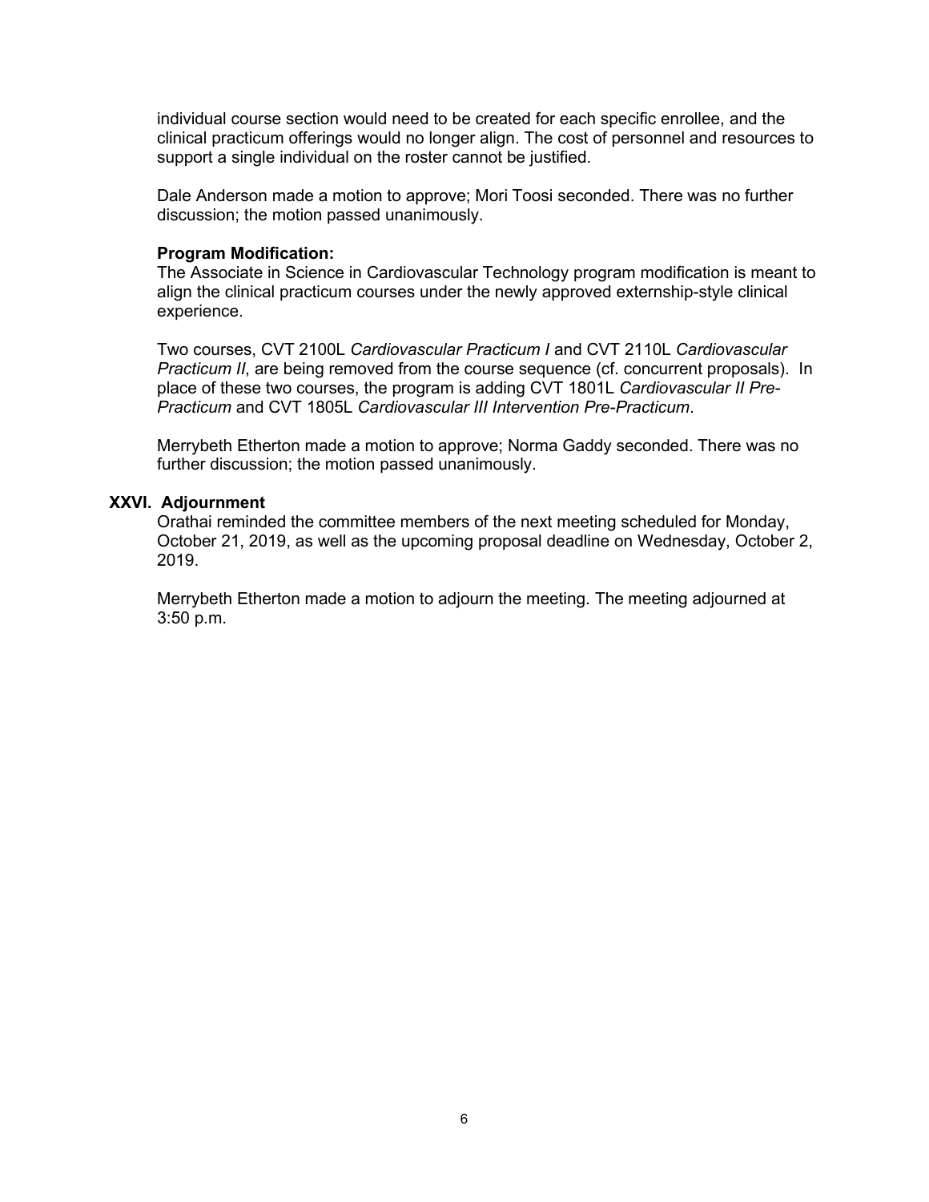individual course section would need to be created for each specific enrollee, and the clinical practicum offerings would no longer align. The cost of personnel and resources to support a single individual on the roster cannot be justified.

Dale Anderson made a motion to approve; Mori Toosi seconded. There was no further discussion; the motion passed unanimously.

**Program Modification:**
The Associate in Science in Cardiovascular Technology program modification is meant to align the clinical practicum courses under the newly approved externship-style clinical experience.

Two courses, CVT 2100L *Cardiovascular Practicum I* and CVT 2110L *Cardiovascular Practicum II*, are being removed from the course sequence (cf. concurrent proposals). In place of these two courses, the program is adding CVT 1801L *Cardiovascular II Pre-Practicum* and CVT 1805L *Cardiovascular III Intervention Pre-Practicum*.

Merrybeth Etherton made a motion to approve; Norma Gaddy seconded. There was no further discussion; the motion passed unanimously.

## XXVI. Adjournment

Orathai reminded the committee members of the next meeting scheduled for Monday, October 21, 2019, as well as the upcoming proposal deadline on Wednesday, October 2, 2019.

Merrybeth Etherton made a motion to adjourn the meeting. The meeting adjourned at 3:50 p.m.